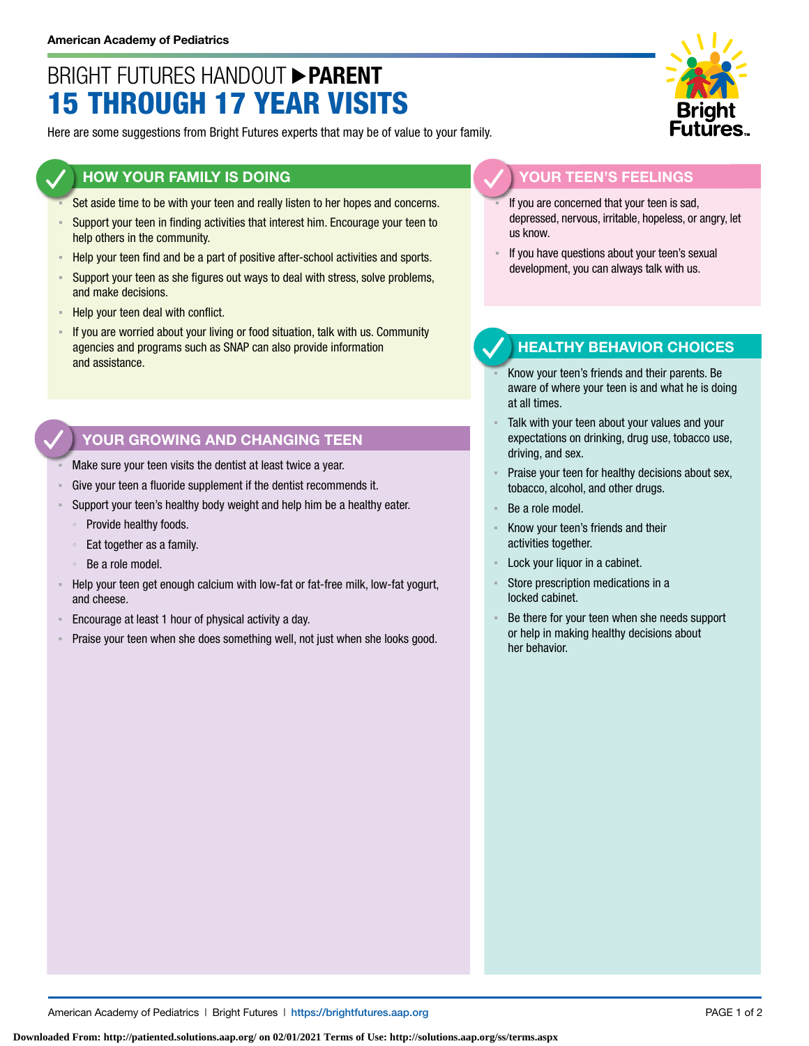American Academy of Pediatrics

# BRIGHT FUTURES HANDOUT ▶ PARENT
# 15 THROUGH 17 YEAR VISITS

Here are some suggestions from Bright Futures experts that may be of value to your family.

## HOW YOUR FAMILY IS DOING

- Set aside time to be with your teen and really listen to her hopes and concerns.
- Support your teen in finding activities that interest him. Encourage your teen to help others in the community.
- Help your teen find and be a part of positive after-school activities and sports.
- Support your teen as she figures out ways to deal with stress, solve problems, and make decisions.
- Help your teen deal with conflict.
- If you are worried about your living or food situation, talk with us. Community agencies and programs such as SNAP can also provide information and assistance.

## YOUR GROWING AND CHANGING TEEN

- Make sure your teen visits the dentist at least twice a year.
- Give your teen a fluoride supplement if the dentist recommends it.
- Support your teen's healthy body weight and help him be a healthy eater.
  - Provide healthy foods.
  - Eat together as a family.
  - Be a role model.
- Help your teen get enough calcium with low-fat or fat-free milk, low-fat yogurt, and cheese.
- Encourage at least 1 hour of physical activity a day.
- Praise your teen when she does something well, not just when she looks good.

## YOUR TEEN'S FEELINGS

- If you are concerned that your teen is sad, depressed, nervous, irritable, hopeless, or angry, let us know.
- If you have questions about your teen's sexual development, you can always talk with us.

## HEALTHY BEHAVIOR CHOICES

- Know your teen's friends and their parents. Be aware of where your teen is and what he is doing at all times.
- Talk with your teen about your values and your expectations on drinking, drug use, tobacco use, driving, and sex.
- Praise your teen for healthy decisions about sex, tobacco, alcohol, and other drugs.
- Be a role model.
- Know your teen's friends and their activities together.
- Lock your liquor in a cabinet.
- Store prescription medications in a locked cabinet.
- Be there for your teen when she needs support or help in making healthy decisions about her behavior.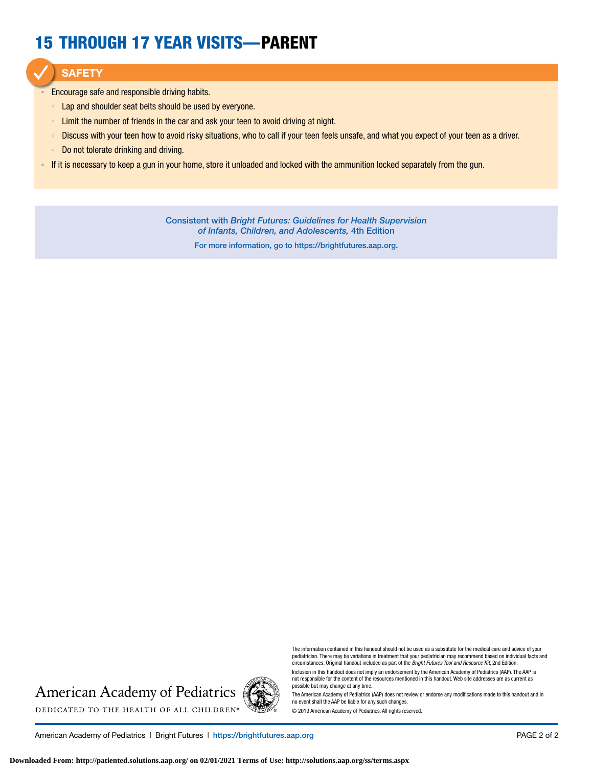# 15 THROUGH 17 YEAR VISITS—PARENT

## SAFETY

- Encourage safe and responsible driving habits.
  - Lap and shoulder seat belts should be used by everyone.
  - Limit the number of friends in the car and ask your teen to avoid driving at night.
  - Discuss with your teen how to avoid risky situations, who to call if your teen feels unsafe, and what you expect of your teen as a driver.
  - Do not tolerate drinking and driving.
- If it is necessary to keep a gun in your home, store it unloaded and locked with the ammunition locked separately from the gun.

Consistent with *Bright Futures: Guidelines for Health Supervision of Infants, Children, and Adolescents,* 4th Edition

For more information, go to https://brightfutures.aap.org.

American Academy of Pediatrics

DEDICATED TO THE HEALTH OF ALL CHILDREN®

The information contained in this handout should not be used as a substitute for the medical care and advice of your pediatrician. There may be variations in treatment that your pediatrician may recommend based on individual facts and circumstances. Original handout included as part of the *Bright Futures Tool and Resource Kit*, 2nd Edition.

Inclusion in this handout does not imply an endorsement by the American Academy of Pediatrics (AAP). The AAP is not responsible for the content of the resources mentioned in this handout. Web site addresses are as current as possible but may change at any time.

The American Academy of Pediatrics (AAP) does not review or endorse any modifications made to this handout and in no event shall the AAP be liable for any such changes.

© 2019 American Academy of Pediatrics. All rights reserved.

Downloaded From: http://patiented.solutions.aap.org/ on 02/01/2021 Terms of Use: http://solutions.aap.org/ss/terms.aspx